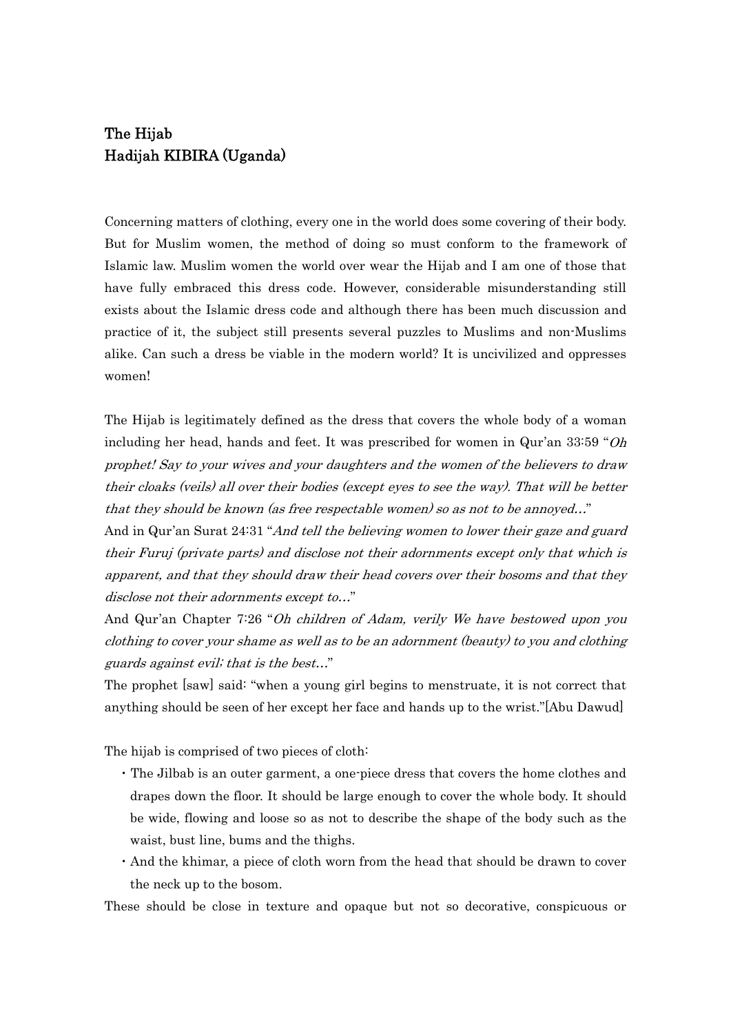# The Hijab
## Hadijah KIBIRA (Uganda)

Concerning matters of clothing, every one in the world does some covering of their body. But for Muslim women, the method of doing so must conform to the framework of Islamic law. Muslim women the world over wear the Hijab and I am one of those that have fully embraced this dress code. However, considerable misunderstanding still exists about the Islamic dress code and although there has been much discussion and practice of it, the subject still presents several puzzles to Muslims and non-Muslims alike. Can such a dress be viable in the modern world? It is uncivilized and oppresses women!

The Hijab is legitimately defined as the dress that covers the whole body of a woman including her head, hands and feet. It was prescribed for women in Qur'an 33:59 "*Oh prophet! Say to your wives and your daughters and the women of the believers to draw their cloaks (veils) all over their bodies (except eyes to see the way). That will be better that they should be known (as free respectable women) so as not to be annoyed…*"

And in Qur'an Surat 24:31 "*And tell the believing women to lower their gaze and guard their Furuj (private parts) and disclose not their adornments except only that which is apparent, and that they should draw their head covers over their bosoms and that they disclose not their adornments except to…*"

And Qur'an Chapter 7:26 "*Oh children of Adam, verily We have bestowed upon you clothing to cover your shame as well as to be an adornment (beauty) to you and clothing guards against evil; that is the best…*"

The prophet [saw] said: "when a young girl begins to menstruate, it is not correct that anything should be seen of her except her face and hands up to the wrist."[Abu Dawud]

The hijab is comprised of two pieces of cloth:

- The Jilbab is an outer garment, a one-piece dress that covers the home clothes and drapes down the floor. It should be large enough to cover the whole body. It should be wide, flowing and loose so as not to describe the shape of the body such as the waist, bust line, bums and the thighs.
- And the khimar, a piece of cloth worn from the head that should be drawn to cover the neck up to the bosom.

These should be close in texture and opaque but not so decorative, conspicuous or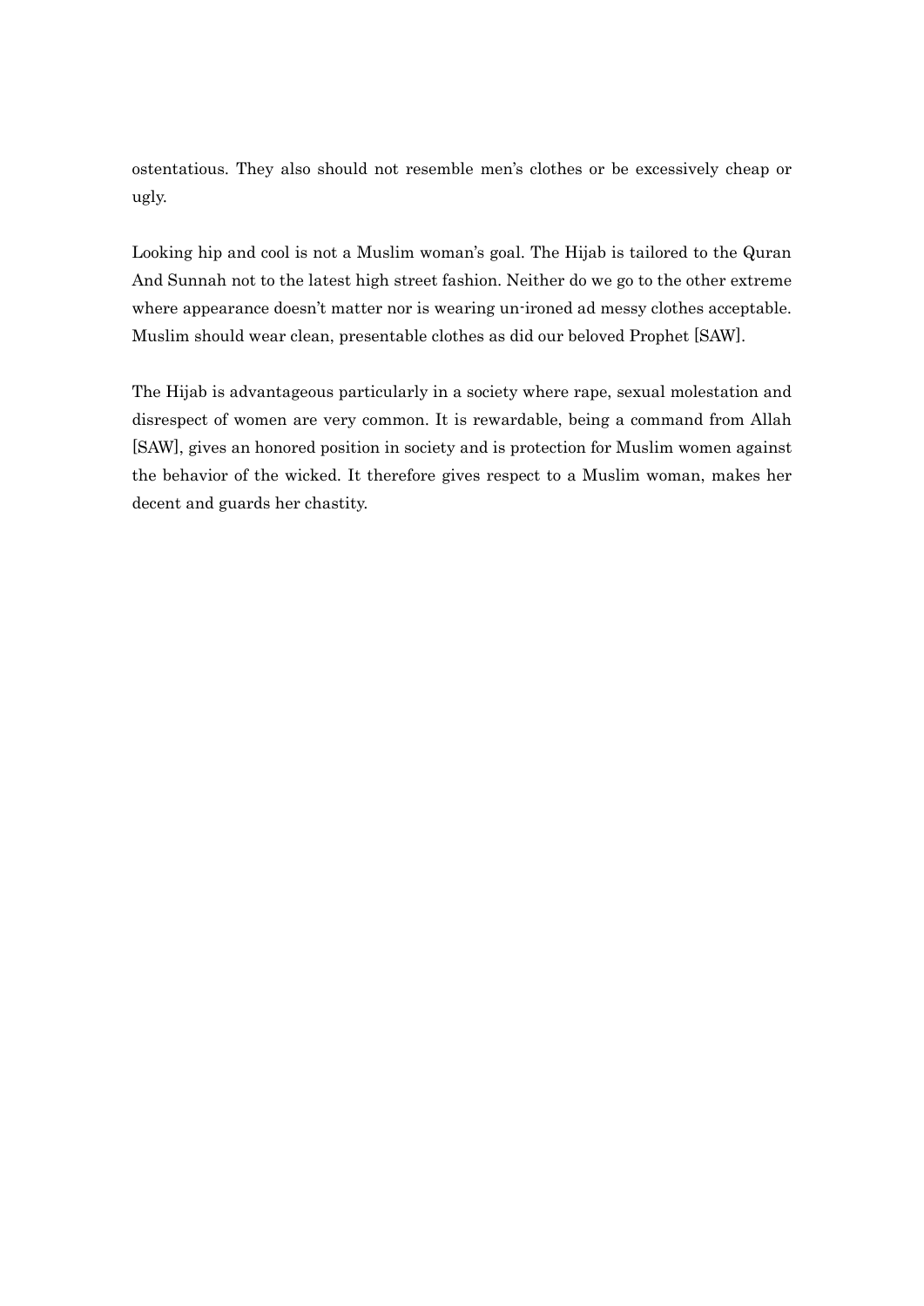ostentatious. They also should not resemble men's clothes or be excessively cheap or ugly.

Looking hip and cool is not a Muslim woman's goal. The Hijab is tailored to the Quran And Sunnah not to the latest high street fashion. Neither do we go to the other extreme where appearance doesn't matter nor is wearing un-ironed ad messy clothes acceptable. Muslim should wear clean, presentable clothes as did our beloved Prophet [SAW].

The Hijab is advantageous particularly in a society where rape, sexual molestation and disrespect of women are very common. It is rewardable, being a command from Allah [SAW], gives an honored position in society and is protection for Muslim women against the behavior of the wicked. It therefore gives respect to a Muslim woman, makes her decent and guards her chastity.